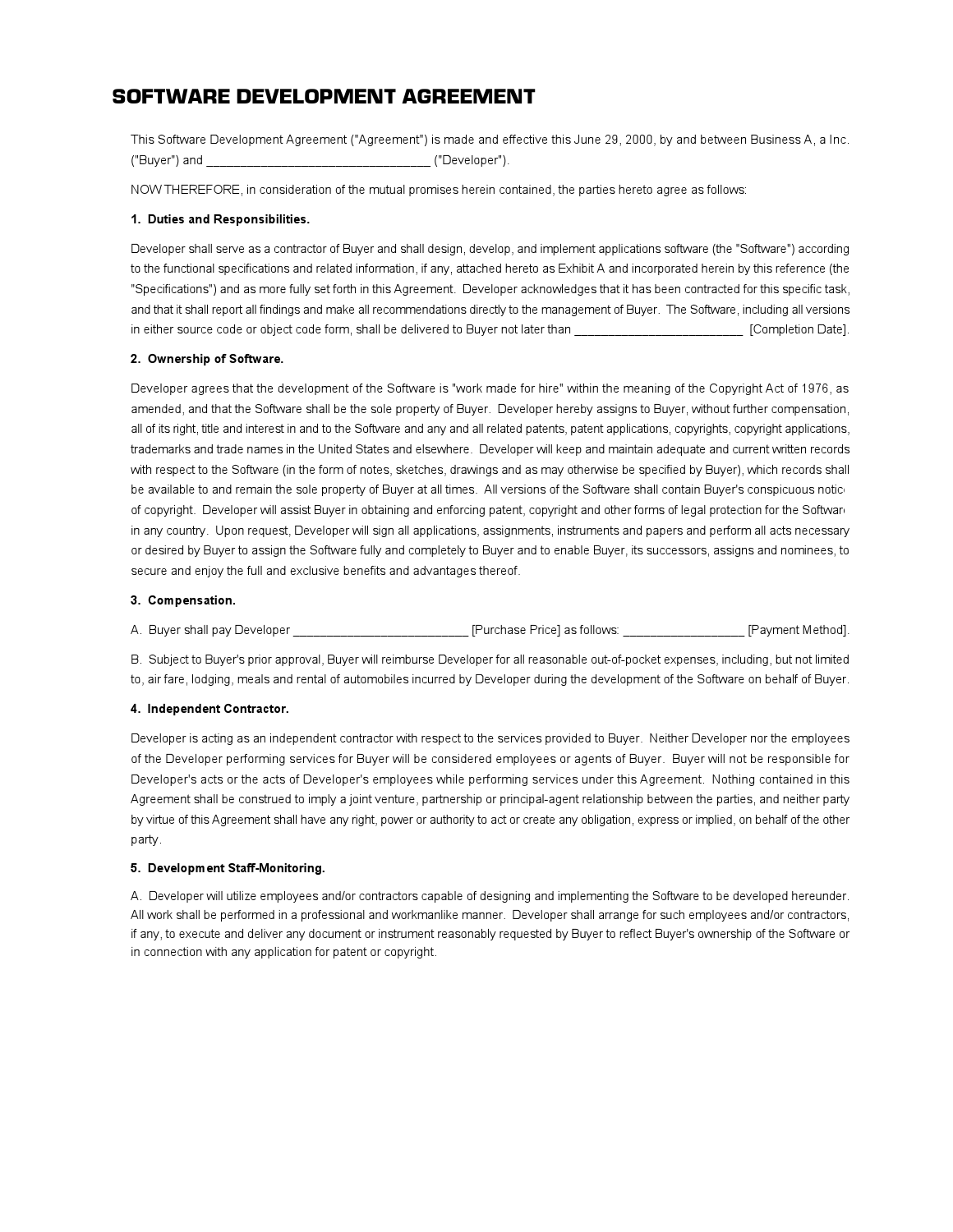# SOFTWARE DEVELOPMENT AGREEMENT

This Software Development Agreement ("Agreement") is made and effective this June 29, 2000, by and between Business A, a Inc. ("Buyer") and _________________________________ ("Developer").

NOW THEREFORE, in consideration of the mutual promises herein contained, the parties hereto agree as follows:

**1. Duties and Responsibilities.**

Developer shall serve as a contractor of Buyer and shall design, develop, and implement applications software (the "Software") according to the functional specifications and related information, if any, attached hereto as Exhibit A and incorporated herein by this reference (the "Specifications") and as more fully set forth in this Agreement. Developer acknowledges that it has been contracted for this specific task, and that it shall report all findings and make all recommendations directly to the management of Buyer. The Software, including all versions in either source code or object code form, shall be delivered to Buyer not later than _________________________ [Completion Date].

**2. Ownership of Software.**

Developer agrees that the development of the Software is "work made for hire" within the meaning of the Copyright Act of 1976, as amended, and that the Software shall be the sole property of Buyer. Developer hereby assigns to Buyer, without further compensation, all of its right, title and interest in and to the Software and any and all related patents, patent applications, copyrights, copyright applications, trademarks and trade names in the United States and elsewhere. Developer will keep and maintain adequate and current written records with respect to the Software (in the form of notes, sketches, drawings and as may otherwise be specified by Buyer), which records shall be available to and remain the sole property of Buyer at all times. All versions of the Software shall contain Buyer's conspicuous notice of copyright. Developer will assist Buyer in obtaining and enforcing patent, copyright and other forms of legal protection for the Software in any country. Upon request, Developer will sign all applications, assignments, instruments and papers and perform all acts necessary or desired by Buyer to assign the Software fully and completely to Buyer and to enable Buyer, its successors, assigns and nominees, to secure and enjoy the full and exclusive benefits and advantages thereof.

**3. Compensation.**

A. Buyer shall pay Developer _________________________ [Purchase Price] as follows: __________________ [Payment Method].

B. Subject to Buyer's prior approval, Buyer will reimburse Developer for all reasonable out-of-pocket expenses, including, but not limited to, air fare, lodging, meals and rental of automobiles incurred by Developer during the development of the Software on behalf of Buyer.

**4. Independent Contractor.**

Developer is acting as an independent contractor with respect to the services provided to Buyer. Neither Developer nor the employees of the Developer performing services for Buyer will be considered employees or agents of Buyer. Buyer will not be responsible for Developer's acts or the acts of Developer's employees while performing services under this Agreement. Nothing contained in this Agreement shall be construed to imply a joint venture, partnership or principal-agent relationship between the parties, and neither party by virtue of this Agreement shall have any right, power or authority to act or create any obligation, express or implied, on behalf of the other party.

**5. Development Staff-Monitoring.**

A. Developer will utilize employees and/or contractors capable of designing and implementing the Software to be developed hereunder. All work shall be performed in a professional and workmanlike manner. Developer shall arrange for such employees and/or contractors, if any, to execute and deliver any document or instrument reasonably requested by Buyer to reflect Buyer's ownership of the Software or in connection with any application for patent or copyright.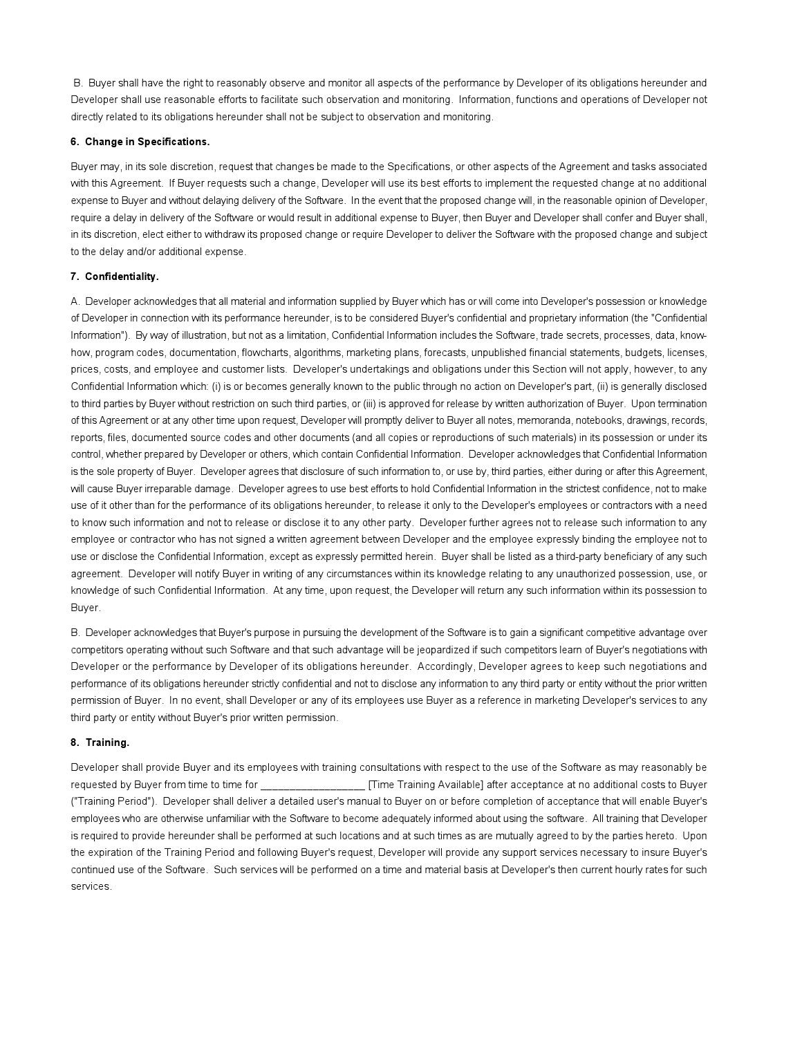B. Buyer shall have the right to reasonably observe and monitor all aspects of the performance by Developer of its obligations hereunder and Developer shall use reasonable efforts to facilitate such observation and monitoring. Information, functions and operations of Developer not directly related to its obligations hereunder shall not be subject to observation and monitoring.

**6. Change in Specifications.**

Buyer may, in its sole discretion, request that changes be made to the Specifications, or other aspects of the Agreement and tasks associated with this Agreement. If Buyer requests such a change, Developer will use its best efforts to implement the requested change at no additional expense to Buyer and without delaying delivery of the Software. In the event that the proposed change will, in the reasonable opinion of Developer, require a delay in delivery of the Software or would result in additional expense to Buyer, then Buyer and Developer shall confer and Buyer shall, in its discretion, elect either to withdraw its proposed change or require Developer to deliver the Software with the proposed change and subject to the delay and/or additional expense.

**7. Confidentiality.**

A. Developer acknowledges that all material and information supplied by Buyer which has or will come into Developer's possession or knowledge of Developer in connection with its performance hereunder, is to be considered Buyer's confidential and proprietary information (the "Confidential Information"). By way of illustration, but not as a limitation, Confidential Information includes the Software, trade secrets, processes, data, know-how, program codes, documentation, flowcharts, algorithms, marketing plans, forecasts, unpublished financial statements, budgets, licenses, prices, costs, and employee and customer lists. Developer's undertakings and obligations under this Section will not apply, however, to any Confidential Information which: (i) is or becomes generally known to the public through no action on Developer's part, (ii) is generally disclosed to third parties by Buyer without restriction on such third parties, or (iii) is approved for release by written authorization of Buyer. Upon termination of this Agreement or at any other time upon request, Developer will promptly deliver to Buyer all notes, memoranda, notebooks, drawings, records, reports, files, documented source codes and other documents (and all copies or reproductions of such materials) in its possession or under its control, whether prepared by Developer or others, which contain Confidential Information. Developer acknowledges that Confidential Information is the sole property of Buyer. Developer agrees that disclosure of such information to, or use by, third parties, either during or after this Agreement, will cause Buyer irreparable damage. Developer agrees to use best efforts to hold Confidential Information in the strictest confidence, not to make use of it other than for the performance of its obligations hereunder, to release it only to the Developer's employees or contractors with a need to know such information and not to release or disclose it to any other party. Developer further agrees not to release such information to any employee or contractor who has not signed a written agreement between Developer and the employee expressly binding the employee not to use or disclose the Confidential Information, except as expressly permitted herein. Buyer shall be listed as a third-party beneficiary of any such agreement. Developer will notify Buyer in writing of any circumstances within its knowledge relating to any unauthorized possession, use, or knowledge of such Confidential Information. At any time, upon request, the Developer will return any such information within its possession to Buyer.

B. Developer acknowledges that Buyer's purpose in pursuing the development of the Software is to gain a significant competitive advantage over competitors operating without such Software and that such advantage will be jeopardized if such competitors learn of Buyer's negotiations with Developer or the performance by Developer of its obligations hereunder. Accordingly, Developer agrees to keep such negotiations and performance of its obligations hereunder strictly confidential and not to disclose any information to any third party or entity without the prior written permission of Buyer. In no event, shall Developer or any of its employees use Buyer as a reference in marketing Developer's services to any third party or entity without Buyer's prior written permission.

**8. Training.**

Developer shall provide Buyer and its employees with training consultations with respect to the use of the Software as may reasonably be requested by Buyer from time to time for ________________ [Time Training Available] after acceptance at no additional costs to Buyer ("Training Period"). Developer shall deliver a detailed user's manual to Buyer on or before completion of acceptance that will enable Buyer's employees who are otherwise unfamiliar with the Software to become adequately informed about using the software. All training that Developer is required to provide hereunder shall be performed at such locations and at such times as are mutually agreed to by the parties hereto. Upon the expiration of the Training Period and following Buyer's request, Developer will provide any support services necessary to insure Buyer's continued use of the Software. Such services will be performed on a time and material basis at Developer's then current hourly rates for such services.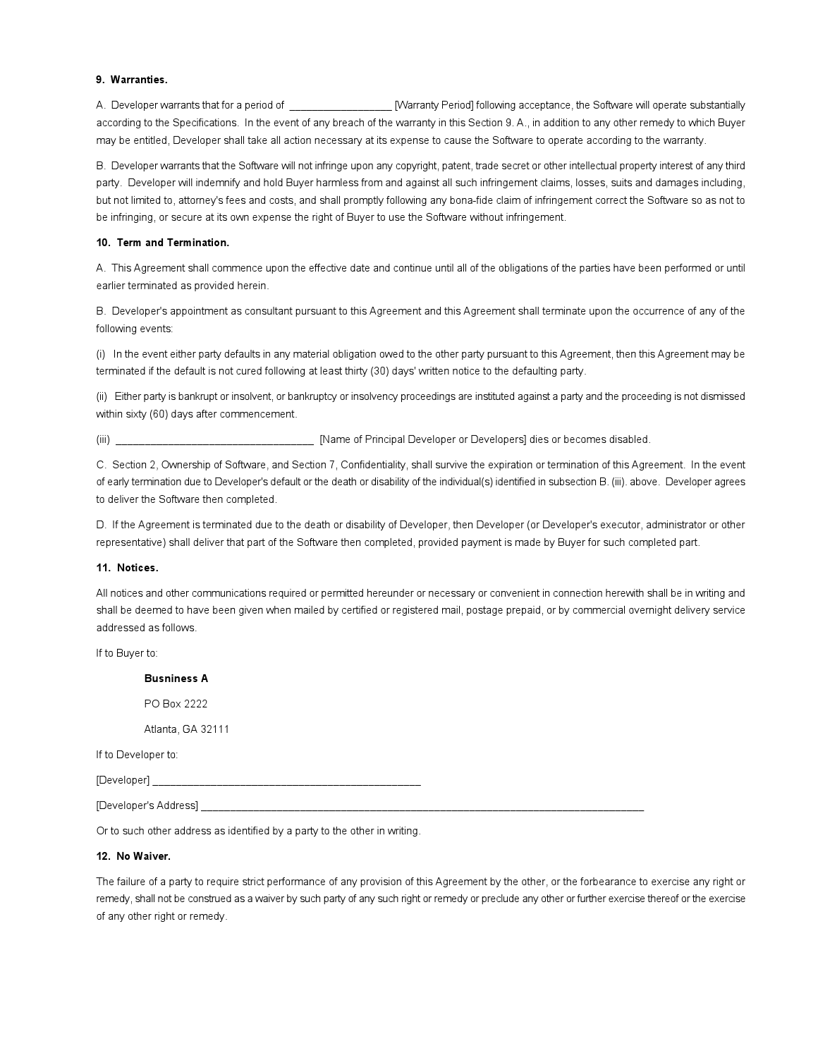**9. Warranties.**

A. Developer warrants that for a period of __________________ [Warranty Period] following acceptance, the Software will operate substantially according to the Specifications. In the event of any breach of the warranty in this Section 9. A., in addition to any other remedy to which Buyer may be entitled, Developer shall take all action necessary at its expense to cause the Software to operate according to the warranty.

B. Developer warrants that the Software will not infringe upon any copyright, patent, trade secret or other intellectual property interest of any third party. Developer will indemnify and hold Buyer harmless from and against all such infringement claims, losses, suits and damages including, but not limited to, attorney's fees and costs, and shall promptly following any bona-fide claim of infringement correct the Software so as not to be infringing, or secure at its own expense the right of Buyer to use the Software without infringement.

**10. Term and Termination.**

A. This Agreement shall commence upon the effective date and continue until all of the obligations of the parties have been performed or until earlier terminated as provided herein.

B. Developer's appointment as consultant pursuant to this Agreement and this Agreement shall terminate upon the occurrence of any of the following events:

(i) In the event either party defaults in any material obligation owed to the other party pursuant to this Agreement, then this Agreement may be terminated if the default is not cured following at least thirty (30) days' written notice to the defaulting party.

(ii) Either party is bankrupt or insolvent, or bankruptcy or insolvency proceedings are instituted against a party and the proceeding is not dismissed within sixty (60) days after commencement.

(iii) ___________________________________ [Name of Principal Developer or Developers] dies or becomes disabled.

C. Section 2, Ownership of Software, and Section 7, Confidentiality, shall survive the expiration or termination of this Agreement. In the event of early termination due to Developer's default or the death or disability of the individual(s) identified in subsection B. (iii). above. Developer agrees to deliver the Software then completed.

D. If the Agreement is terminated due to the death or disability of Developer, then Developer (or Developer's executor, administrator or other representative) shall deliver that part of the Software then completed, provided payment is made by Buyer for such completed part.

**11. Notices.**

All notices and other communications required or permitted hereunder or necessary or convenient in connection herewith shall be in writing and shall be deemed to have been given when mailed by certified or registered mail, postage prepaid, or by commercial overnight delivery service addressed as follows.

If to Buyer to:

> **Busniness A**
>
> PO Box 2222
>
> Atlanta, GA 32111

If to Developer to:

[Developer] _______________________________________________

[Developer's Address] ________________________________________________________________________________

Or to such other address as identified by a party to the other in writing.

**12. No Waiver.**

The failure of a party to require strict performance of any provision of this Agreement by the other, or the forbearance to exercise any right or remedy, shall not be construed as a waiver by such party of any such right or remedy or preclude any other or further exercise thereof or the exercise of any other right or remedy.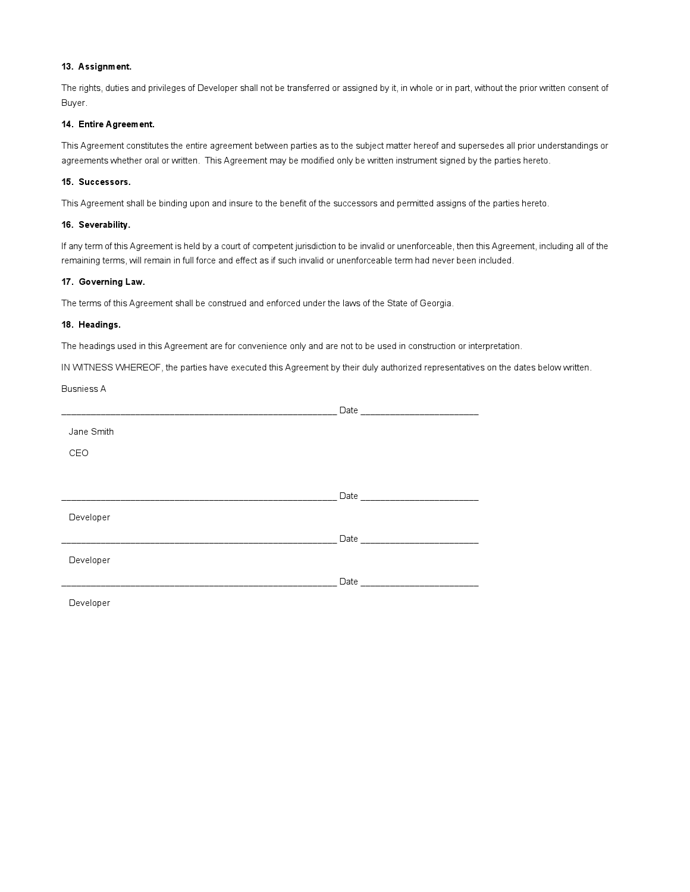**13. Assignment.**

The rights, duties and privileges of Developer shall not be transferred or assigned by it, in whole or in part, without the prior written consent of Buyer.

**14. Entire Agreement.**

This Agreement constitutes the entire agreement between parties as to the subject matter hereof and supersedes all prior understandings or agreements whether oral or written. This Agreement may be modified only be written instrument signed by the parties hereto.

**15. Successors.**

This Agreement shall be binding upon and insure to the benefit of the successors and permitted assigns of the parties hereto.

**16. Severability.**

If any term of this Agreement is held by a court of competent jurisdiction to be invalid or unenforceable, then this Agreement, including all of the remaining terms, will remain in full force and effect as if such invalid or unenforceable term had never been included.

**17. Governing Law.**

The terms of this Agreement shall be construed and enforced under the laws of the State of Georgia.

**18. Headings.**

The headings used in this Agreement are for convenience only and are not to be used in construction or interpretation.

IN WITNESS WHEREOF, the parties have executed this Agreement by their duly authorized representatives on the dates below written.

Busniess A

_______________________________________________________ Date _______________________

Jane Smith

CEO

_______________________________________________________ Date _______________________

Developer

_______________________________________________________ Date _______________________

Developer

_______________________________________________________ Date _______________________

Developer